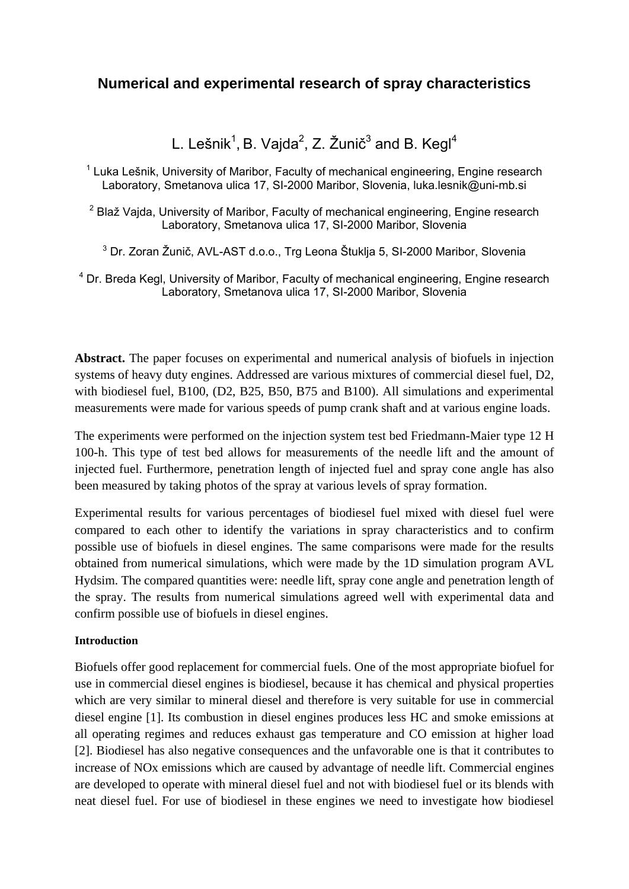# Numerical and experimental research of spray characteristics

L. Lešnik[1], B. Vajda[2], Z. Žunič[3] and B. Kegl[4]

[1] Luka Lešnik, University of Maribor, Faculty of mechanical engineering, Engine research Laboratory, Smetanova ulica 17, SI-2000 Maribor, Slovenia, luka.lesnik@uni-mb.si

[2] Blaž Vajda, University of Maribor, Faculty of mechanical engineering, Engine research Laboratory, Smetanova ulica 17, SI-2000 Maribor, Slovenia

[3] Dr. Zoran Žunič, AVL-AST d.o.o., Trg Leona Štuklja 5, SI-2000 Maribor, Slovenia

[4] Dr. Breda Kegl, University of Maribor, Faculty of mechanical engineering, Engine research Laboratory, Smetanova ulica 17, SI-2000 Maribor, Slovenia

**Abstract.** The paper focuses on experimental and numerical analysis of biofuels in injection systems of heavy duty engines. Addressed are various mixtures of commercial diesel fuel, D2, with biodiesel fuel, B100, (D2, B25, B50, B75 and B100). All simulations and experimental measurements were made for various speeds of pump crank shaft and at various engine loads.

The experiments were performed on the injection system test bed Friedmann-Maier type 12 H 100-h. This type of test bed allows for measurements of the needle lift and the amount of injected fuel. Furthermore, penetration length of injected fuel and spray cone angle has also been measured by taking photos of the spray at various levels of spray formation.

Experimental results for various percentages of biodiesel fuel mixed with diesel fuel were compared to each other to identify the variations in spray characteristics and to confirm possible use of biofuels in diesel engines. The same comparisons were made for the results obtained from numerical simulations, which were made by the 1D simulation program AVL Hydsim. The compared quantities were: needle lift, spray cone angle and penetration length of the spray. The results from numerical simulations agreed well with experimental data and confirm possible use of biofuels in diesel engines.

## Introduction

Biofuels offer good replacement for commercial fuels. One of the most appropriate biofuel for use in commercial diesel engines is biodiesel, because it has chemical and physical properties which are very similar to mineral diesel and therefore is very suitable for use in commercial diesel engine [1]. Its combustion in diesel engines produces less HC and smoke emissions at all operating regimes and reduces exhaust gas temperature and CO emission at higher load [2]. Biodiesel has also negative consequences and the unfavorable one is that it contributes to increase of NOx emissions which are caused by advantage of needle lift. Commercial engines are developed to operate with mineral diesel fuel and not with biodiesel fuel or its blends with neat diesel fuel. For use of biodiesel in these engines we need to investigate how biodiesel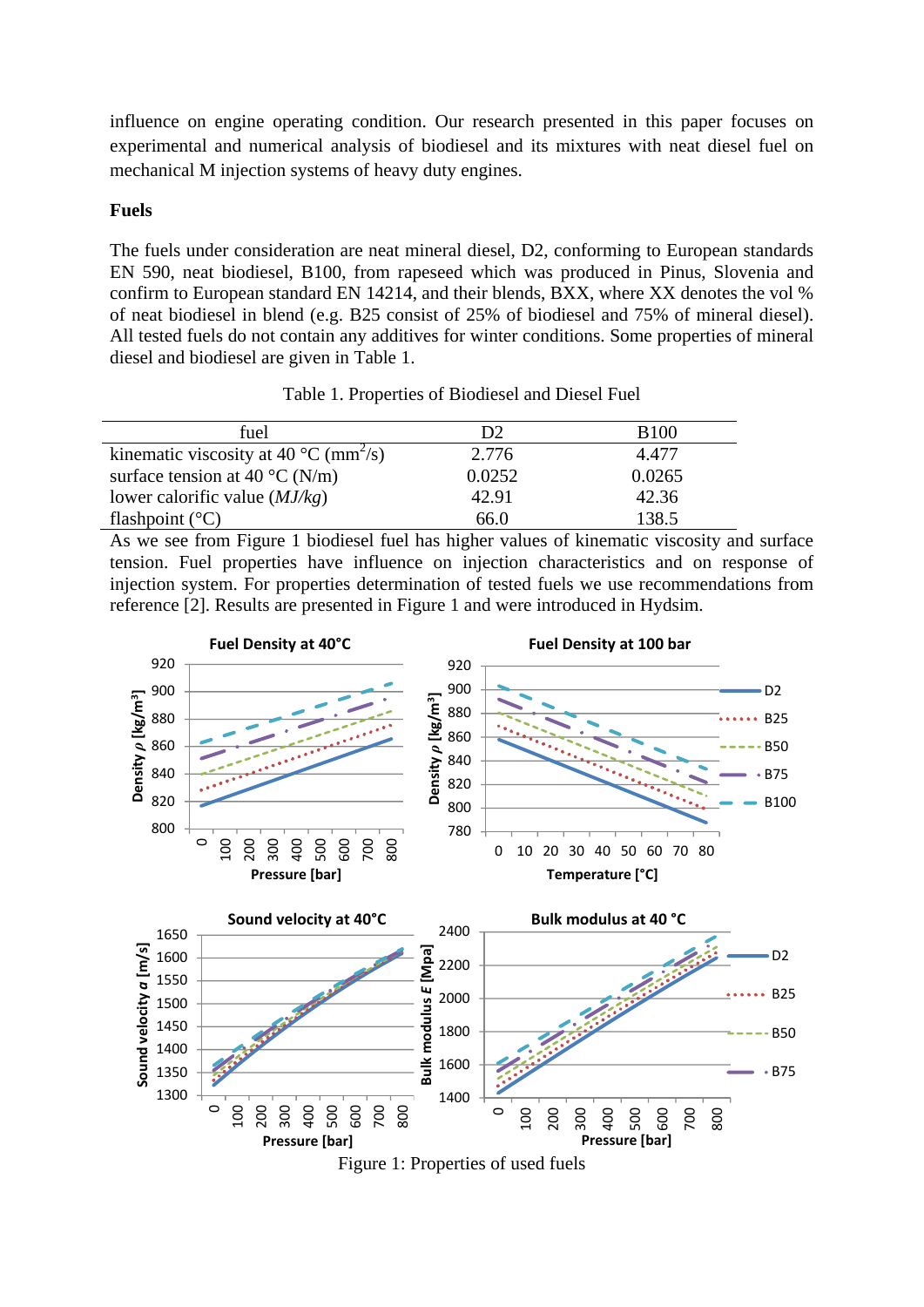influence on engine operating condition. Our research presented in this paper focuses on experimental and numerical analysis of biodiesel and its mixtures with neat diesel fuel on mechanical M injection systems of heavy duty engines.

**Fuels**

The fuels under consideration are neat mineral diesel, D2, conforming to European standards EN 590, neat biodiesel, B100, from rapeseed which was produced in Pinus, Slovenia and confirm to European standard EN 14214, and their blends, BXX, where XX denotes the vol % of neat biodiesel in blend (e.g. B25 consist of 25% of biodiesel and 75% of mineral diesel). All tested fuels do not contain any additives for winter conditions. Some properties of mineral diesel and biodiesel are given in Table 1.

Table 1. Properties of Biodiesel and Diesel Fuel

| fuel | D2 | B100 |
|---|---|---|
| kinematic viscosity at 40 °C ($mm^2/s$) | 2.776 | 4.477 |
| surface tension at 40 °C (N/m) | 0.0252 | 0.0265 |
| lower calorific value (*MJ/kg*) | 42.91 | 42.36 |
| flashpoint (°C) | 66.0 | 138.5 |

As we see from Figure 1 biodiesel fuel has higher values of kinematic viscosity and surface tension. Fuel properties have influence on injection characteristics and on response of injection system. For properties determination of tested fuels we use recommendations from reference [2]. Results are presented in Figure 1 and were introduced in Hydsim.

Figure 1: Properties of used fuels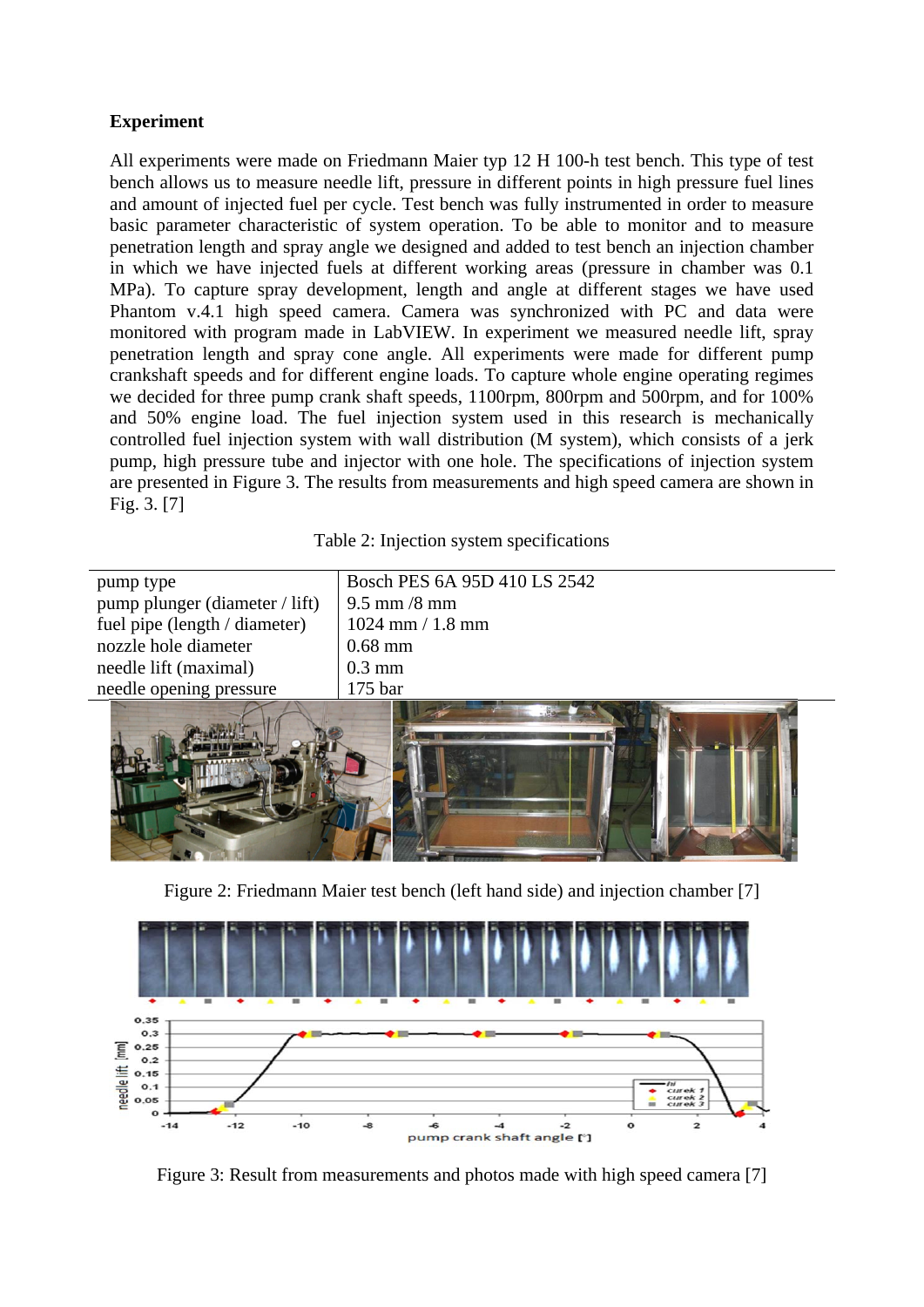**Experiment**

All experiments were made on Friedmann Maier typ 12 H 100-h test bench. This type of test bench allows us to measure needle lift, pressure in different points in high pressure fuel lines and amount of injected fuel per cycle. Test bench was fully instrumented in order to measure basic parameter characteristic of system operation. To be able to monitor and to measure penetration length and spray angle we designed and added to test bench an injection chamber in which we have injected fuels at different working areas (pressure in chamber was 0.1 MPa). To capture spray development, length and angle at different stages we have used Phantom v.4.1 high speed camera. Camera was synchronized with PC and data were monitored with program made in LabVIEW. In experiment we measured needle lift, spray penetration length and spray cone angle. All experiments were made for different pump crankshaft speeds and for different engine loads. To capture whole engine operating regimes we decided for three pump crank shaft speeds, 1100rpm, 800rpm and 500rpm, and for 100% and 50% engine load. The fuel injection system used in this research is mechanically controlled fuel injection system with wall distribution (M system), which consists of a jerk pump, high pressure tube and injector with one hole. The specifications of injection system are presented in Figure 3. The results from measurements and high speed camera are shown in Fig. 3. [7]

Table 2: Injection system specifications

| | |
|---|---|
| pump type | Bosch PES 6A 95D 410 LS 2542 |
| pump plunger (diameter / lift) | 9.5 mm /8 mm |
| fuel pipe (length / diameter) | 1024 mm / 1.8 mm |
| nozzle hole diameter | 0.68 mm |
| needle lift (maximal) | 0.3 mm |
| needle opening pressure | 175 bar |

Figure 2: Friedmann Maier test bench (left hand side) and injection chamber [7]

Figure 3: Result from measurements and photos made with high speed camera [7]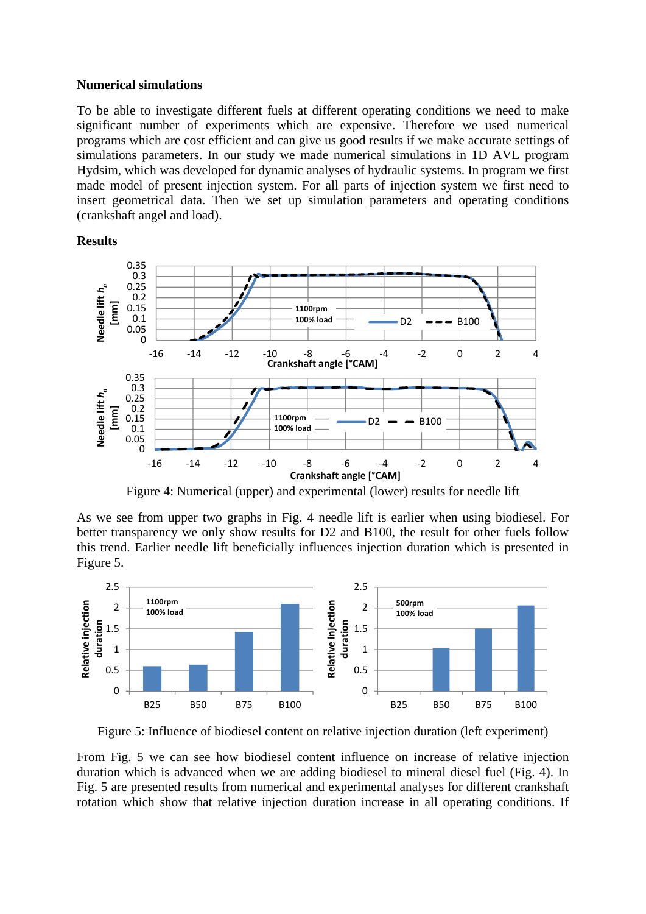**Numerical simulations**

To be able to investigate different fuels at different operating conditions we need to make significant number of experiments which are expensive. Therefore we used numerical programs which are cost efficient and can give us good results if we make accurate settings of simulations parameters. In our study we made numerical simulations in 1D AVL program Hydsim, which was developed for dynamic analyses of hydraulic systems. In program we first made model of present injection system. For all parts of injection system we first need to insert geometrical data. Then we set up simulation parameters and operating conditions (crankshaft angel and load).

**Results**

Figure 4: Numerical (upper) and experimental (lower) results for needle lift

As we see from upper two graphs in Fig. 4 needle lift is earlier when using biodiesel. For better transparency we only show results for D2 and B100, the result for other fuels follow this trend. Earlier needle lift beneficially influences injection duration which is presented in Figure 5.

Figure 5: Influence of biodiesel content on relative injection duration (left experiment)

From Fig. 5 we can see how biodiesel content influence on increase of relative injection duration which is advanced when we are adding biodiesel to mineral diesel fuel (Fig. 4). In Fig. 5 are presented results from numerical and experimental analyses for different crankshaft rotation which show that relative injection duration increase in all operating conditions. If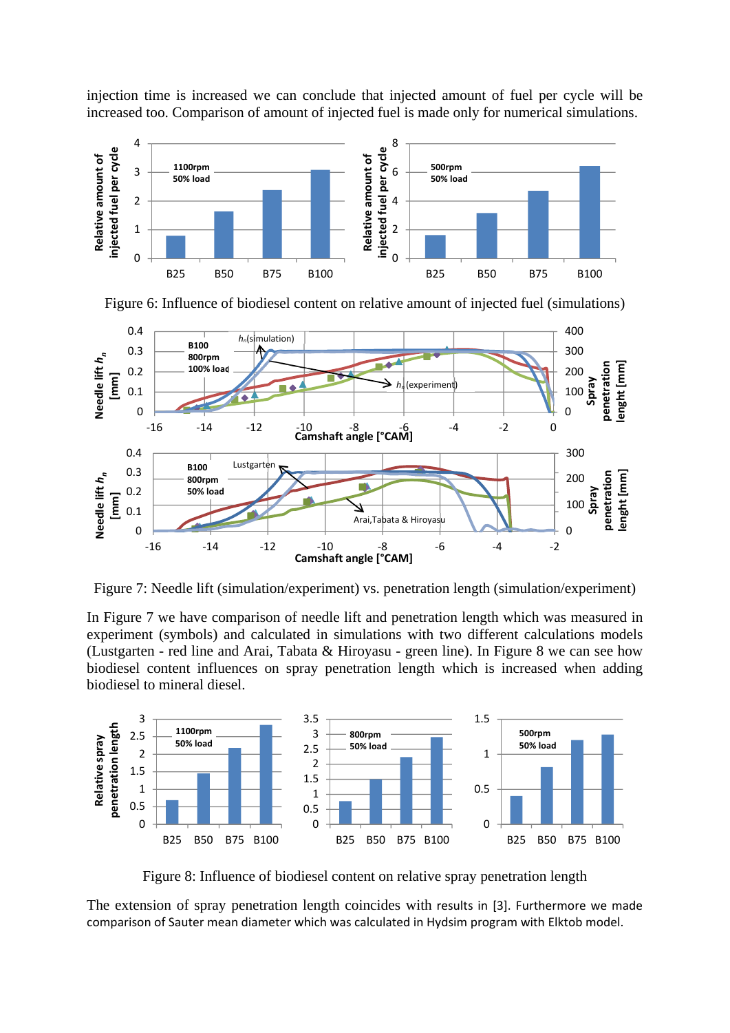injection time is increased we can conclude that injected amount of fuel per cycle will be increased too. Comparison of amount of injected fuel is made only for numerical simulations.

Figure 6: Influence of biodiesel content on relative amount of injected fuel (simulations)

Figure 7: Needle lift (simulation/experiment) vs. penetration length (simulation/experiment)

In Figure 7 we have comparison of needle lift and penetration length which was measured in experiment (symbols) and calculated in simulations with two different calculations models (Lustgarten - red line and Arai, Tabata & Hiroyasu - green line). In Figure 8 we can see how biodiesel content influences on spray penetration length which is increased when adding biodiesel to mineral diesel.

Figure 8: Influence of biodiesel content on relative spray penetration length

The extension of spray penetration length coincides with results in [3]. Furthermore we made comparison of Sauter mean diameter which was calculated in Hydsim program with Elktob model.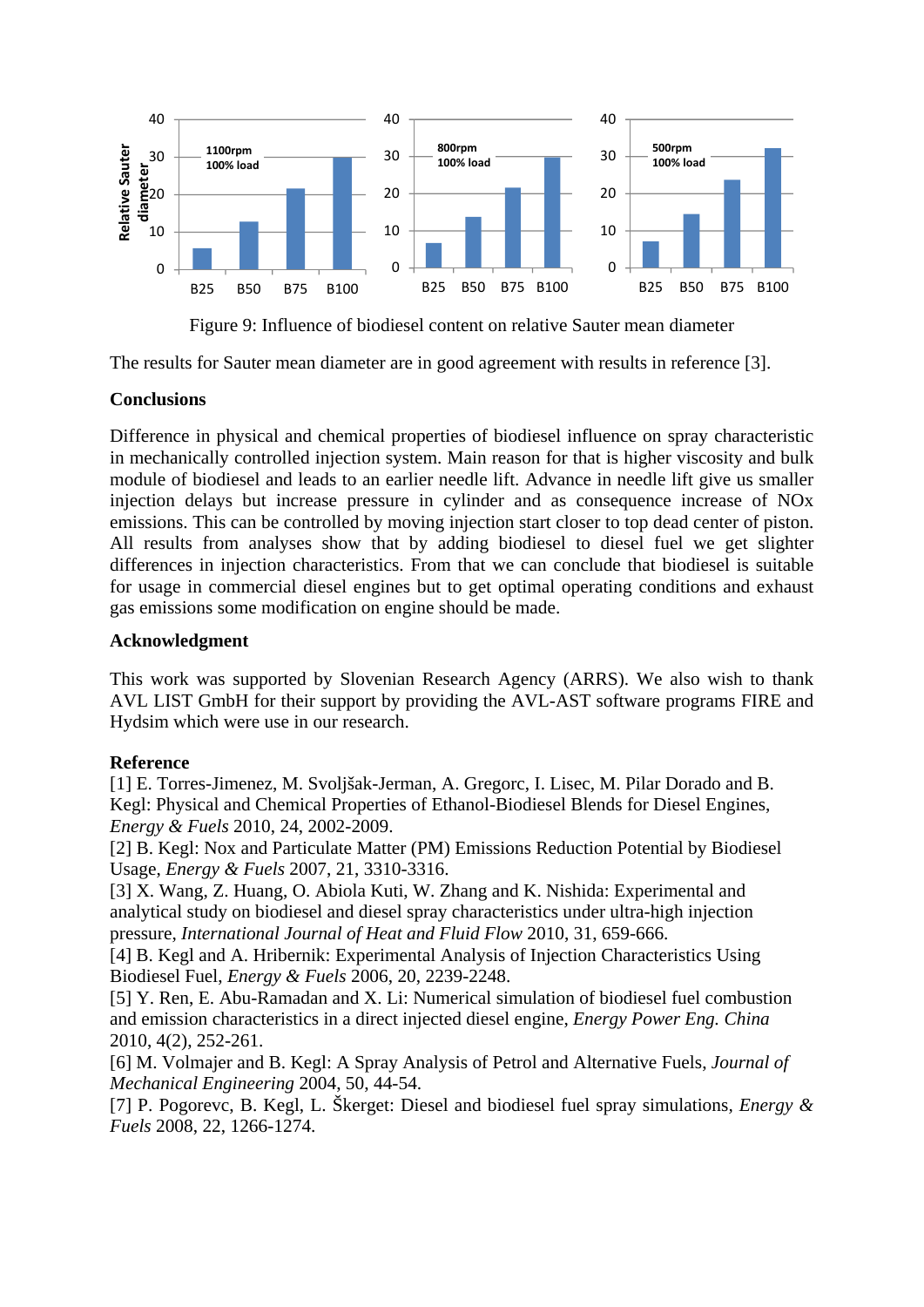Relative Sauter diameter

40
30
20
10
0

1100rpm
100% load

B25 B50 B75 B100

40
30
20
10
0

800rpm
100% load

B25 B50 B75 B100

40
30
20
10
0

500rpm
100% load

B25 B50 B75 B100

Figure 9: Influence of biodiesel content on relative Sauter mean diameter

The results for Sauter mean diameter are in good agreement with results in reference [3].

## Conclusions

Difference in physical and chemical properties of biodiesel influence on spray characteristic in mechanically controlled injection system. Main reason for that is higher viscosity and bulk module of biodiesel and leads to an earlier needle lift. Advance in needle lift give us smaller injection delays but increase pressure in cylinder and as consequence increase of NOx emissions. This can be controlled by moving injection start closer to top dead center of piston. All results from analyses show that by adding biodiesel to diesel fuel we get slighter differences in injection characteristics. From that we can conclude that biodiesel is suitable for usage in commercial diesel engines but to get optimal operating conditions and exhaust gas emissions some modification on engine should be made.

## Acknowledgment

This work was supported by Slovenian Research Agency (ARRS). We also wish to thank AVL LIST GmbH for their support by providing the AVL-AST software programs FIRE and Hydsim which were use in our research.

## Reference

[1] E. Torres-Jimenez, M. Svoljšak-Jerman, A. Gregorc, I. Lisec, M. Pilar Dorado and B. Kegl: Physical and Chemical Properties of Ethanol-Biodiesel Blends for Diesel Engines, *Energy & Fuels* 2010, 24, 2002-2009.

[2] B. Kegl: Nox and Particulate Matter (PM) Emissions Reduction Potential by Biodiesel Usage, *Energy & Fuels* 2007, 21, 3310-3316.

[3] X. Wang, Z. Huang, O. Abiola Kuti, W. Zhang and K. Nishida: Experimental and analytical study on biodiesel and diesel spray characteristics under ultra-high injection pressure, *International Journal of Heat and Fluid Flow* 2010, 31, 659-666.

[4] B. Kegl and A. Hribernik: Experimental Analysis of Injection Characteristics Using Biodiesel Fuel, *Energy & Fuels* 2006, 20, 2239-2248.

[5] Y. Ren, E. Abu-Ramadan and X. Li: Numerical simulation of biodiesel fuel combustion and emission characteristics in a direct injected diesel engine, *Energy Power Eng. China* 2010, 4(2), 252-261.

[6] M. Volmajer and B. Kegl: A Spray Analysis of Petrol and Alternative Fuels, *Journal of Mechanical Engineering* 2004, 50, 44-54.

[7] P. Pogorevc, B. Kegl, L. Škerget: Diesel and biodiesel fuel spray simulations, *Energy & Fuels* 2008, 22, 1266-1274.